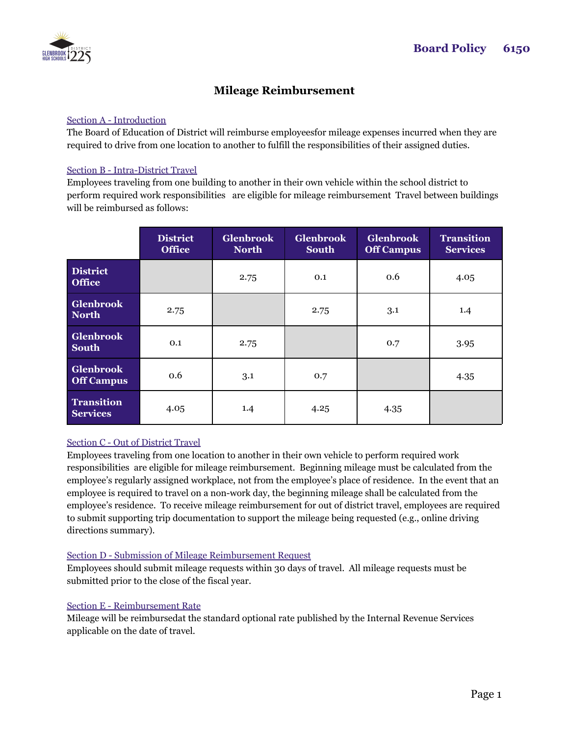# Board Policy 6150

## Mileage Reimbursement

Section A - Introduction

The Board of Education of District will reimburse employeesfor mileage expenses incurred when they are required to drive from one location to another to fulfill the responsibilities of their assigned duties.

Section B - Intra-District Travel

Employees traveling from one building to another in their own vehicle within the school district to perform required work responsibilities are eligible for mileage reimbursement Travel between buildings will be reimbursed as follows:

| | District Office | Glenbrook North | Glenbrook South | Glenbrook Off Campus | Transition Services |
|---|---|---|---|---|---|
| **District Office** | | 2.75 | 0.1 | 0.6 | 4.05 |
| **Glenbrook North** | 2.75 | | 2.75 | 3.1 | 1.4 |
| **Glenbrook South** | 0.1 | 2.75 | | 0.7 | 3.95 |
| **Glenbrook Off Campus** | 0.6 | 3.1 | 0.7 | | 4.35 |
| **Transition Services** | 4.05 | 1.4 | 4.25 | 4.35 | |

Section C - Out of District Travel

Employees traveling from one location to another in their own vehicle to perform required work responsibilities are eligible for mileage reimbursement. Beginning mileage must be calculated from the employee's regularly assigned workplace, not from the employee's place of residence. In the event that an employee is required to travel on a non-work day, the beginning mileage shall be calculated from the employee's residence. To receive mileage reimbursement for out of district travel, employees are required to submit supporting trip documentation to support the mileage being requested (e.g., online driving directions summary).

Section D - Submission of Mileage Reimbursement Request

Employees should submit mileage requests within 30 days of travel. All mileage requests must be submitted prior to the close of the fiscal year.

Section E - Reimbursement Rate

Mileage will be reimbursedat the standard optional rate published by the Internal Revenue Services applicable on the date of travel.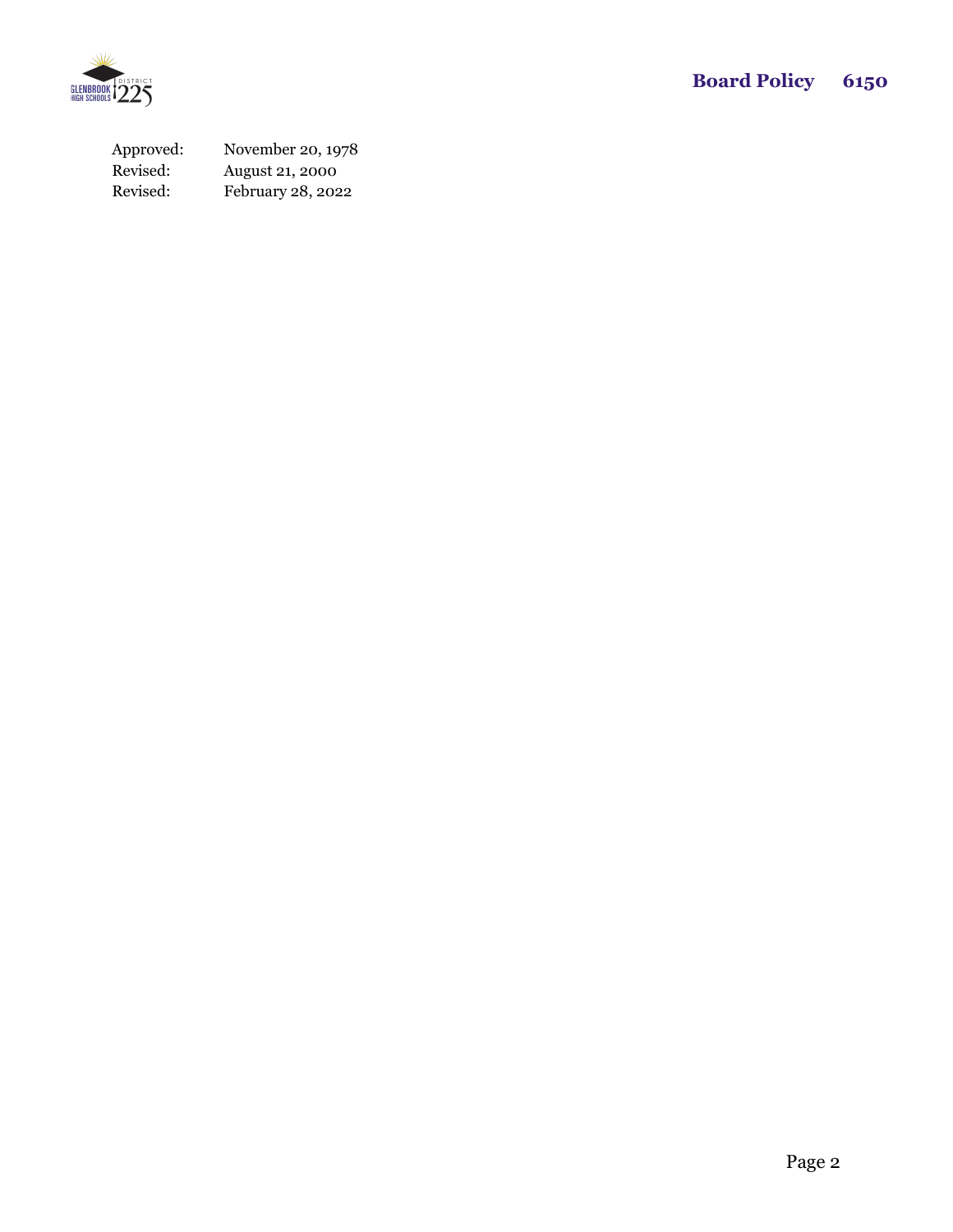| | |
|---|---|
| Approved: | November 20, 1978 |
| Revised: | August 21, 2000 |
| Revised: | February 28, 2022 |